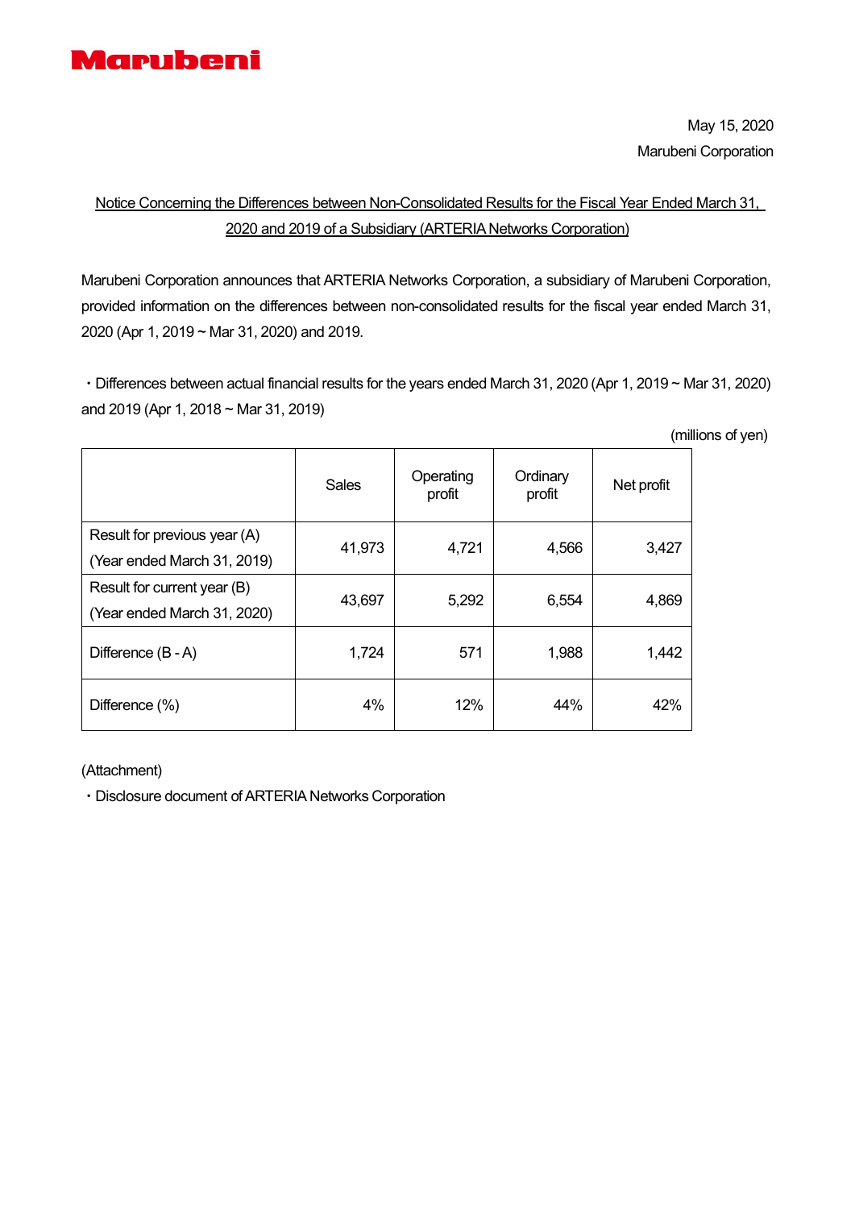Marubeni

May 15, 2020

Marubeni Corporation

## Notice Concerning the Differences between Non-Consolidated Results for the Fiscal Year Ended March 31, 2020 and 2019 of a Subsidiary (ARTERIA Networks Corporation)

Marubeni Corporation announces that ARTERIA Networks Corporation, a subsidiary of Marubeni Corporation, provided information on the differences between non-consolidated results for the fiscal year ended March 31, 2020 (Apr 1, 2019 ~ Mar 31, 2020) and 2019.

・Differences between actual financial results for the years ended March 31, 2020 (Apr 1, 2019 ~ Mar 31, 2020) and 2019 (Apr 1, 2018 ~ Mar 31, 2019)

(millions of yen)

| | Sales | Operating profit | Ordinary profit | Net profit |
|---|---|---|---|---|
| Result for previous year (A) (Year ended March 31, 2019) | 41,973 | 4,721 | 4,566 | 3,427 |
| Result for current year (B) (Year ended March 31, 2020) | 43,697 | 5,292 | 6,554 | 4,869 |
| Difference (B - A) | 1,724 | 571 | 1,988 | 1,442 |
| Difference (%) | 4% | 12% | 44% | 42% |

(Attachment)

・Disclosure document of ARTERIA Networks Corporation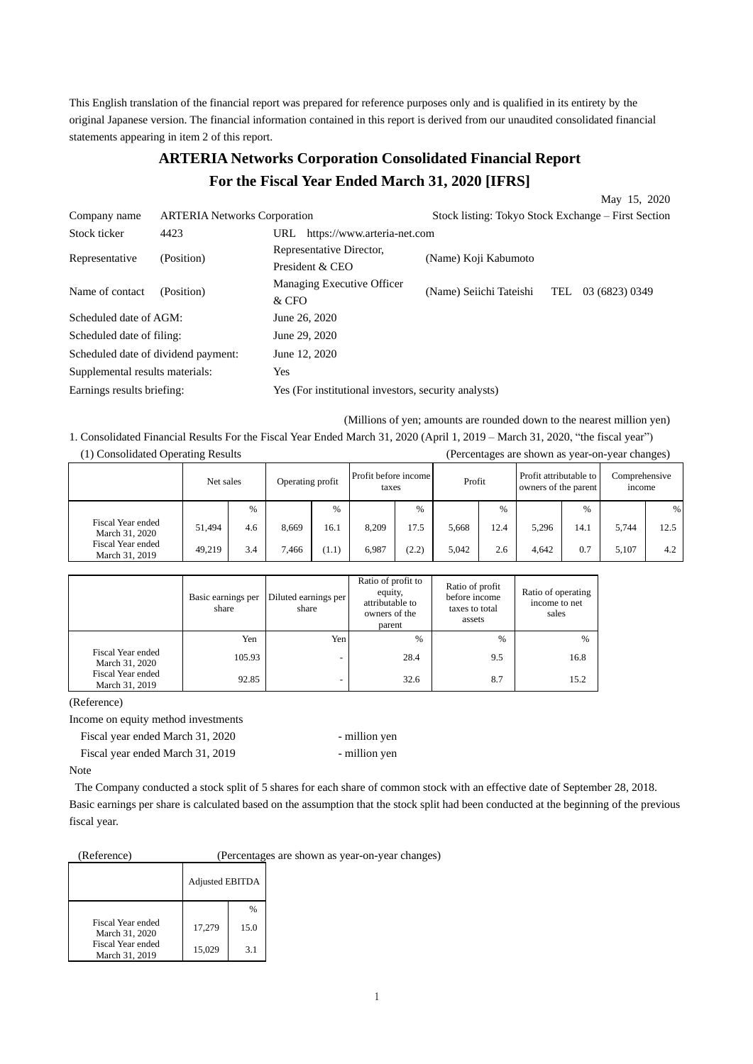This English translation of the financial report was prepared for reference purposes only and is qualified in its entirety by the original Japanese version. The financial information contained in this report is derived from our unaudited consolidated financial statements appearing in item 2 of this report.

# ARTERIA Networks Corporation Consolidated Financial Report For the Fiscal Year Ended March 31, 2020 [IFRS]

May 15, 2020

| | | | |
|---|---|---|---|
| Company name | ARTERIA Networks Corporation | | Stock listing: Tokyo Stock Exchange – First Section |
| Stock ticker | 4423 | URL https://www.arteria-net.com | |
| Representative | (Position) | Representative Director, President & CEO | (Name) Koji Kabumoto |
| Name of contact | (Position) | Managing Executive Officer & CFO | (Name) Seiichi Tateishi TEL 03 (6823) 0349 |
| Scheduled date of AGM: | | June 26, 2020 | |
| Scheduled date of filing: | | June 29, 2020 | |
| Scheduled date of dividend payment: | | June 12, 2020 | |
| Supplemental results materials: | | Yes | |
| Earnings results briefing: | | Yes (For institutional investors, security analysts) | |

(Millions of yen; amounts are rounded down to the nearest million yen)

1. Consolidated Financial Results For the Fiscal Year Ended March 31, 2020 (April 1, 2019 – March 31, 2020, "the fiscal year")

(1) Consolidated Operating Results (Percentages are shown as year-on-year changes)

| | Net sales | | Operating profit | | Profit before income taxes | | Profit | | Profit attributable to owners of the parent | | Comprehensive income | |
|---|---|---|---|---|---|---|---|---|---|---|---|---|
| | | % | | % | | % | | % | | % | | % |
| Fiscal Year ended March 31, 2020 | 51,494 | 4.6 | 8,669 | 16.1 | 8,209 | 17.5 | 5,668 | 12.4 | 5,296 | 14.1 | 5,744 | 12.5 |
| Fiscal Year ended March 31, 2019 | 49,219 | 3.4 | 7,466 | (1.1) | 6,987 | (2.2) | 5,042 | 2.6 | 4,642 | 0.7 | 5,107 | 4.2 |

| | Basic earnings per share | Diluted earnings per share | Ratio of profit to equity, attributable to owners of the parent | Ratio of profit before income taxes to total assets | Ratio of operating income to net sales |
|---|---|---|---|---|---|
| | Yen | Yen | % | % | % |
| Fiscal Year ended March 31, 2020 | 105.93 | - | 28.4 | 9.5 | 16.8 |
| Fiscal Year ended March 31, 2019 | 92.85 | - | 32.6 | 8.7 | 15.2 |

(Reference)

Income on equity method investments

Fiscal year ended March 31, 2020 - million yen

Fiscal year ended March 31, 2019 - million yen

Note

The Company conducted a stock split of 5 shares for each share of common stock with an effective date of September 28, 2018. Basic earnings per share is calculated based on the assumption that the stock split had been conducted at the beginning of the previous fiscal year.

(Reference) (Percentages are shown as year-on-year changes)

| | Adjusted EBITDA | |
|---|---|---|
| | | % |
| Fiscal Year ended March 31, 2020 | 17,279 | 15.0 |
| Fiscal Year ended March 31, 2019 | 15,029 | 3.1 |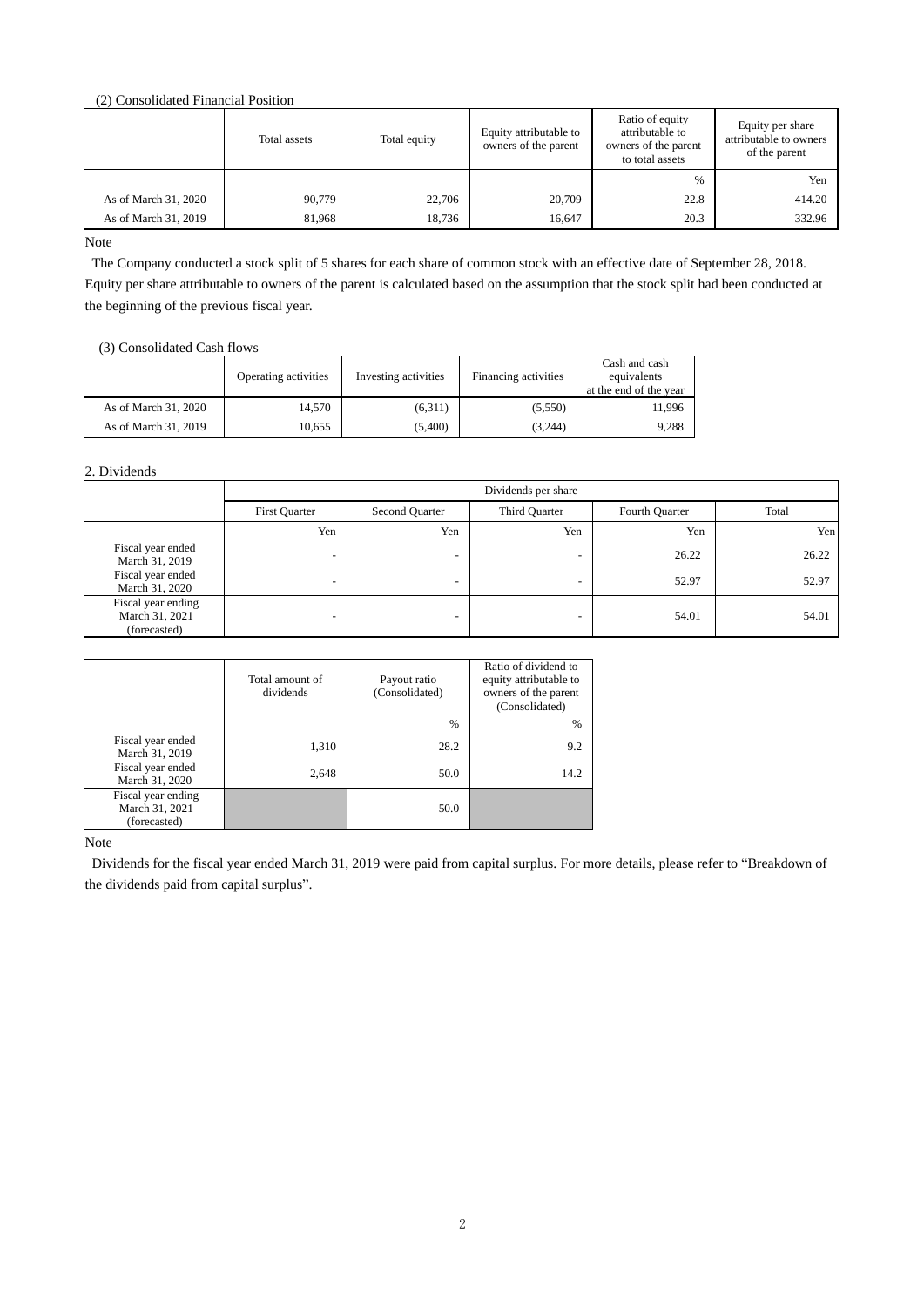(2) Consolidated Financial Position

| | Total assets | Total equity | Equity attributable to owners of the parent | Ratio of equity attributable to owners of the parent to total assets | Equity per share attributable to owners of the parent |
|---|---|---|---|---|---|
| | | | | % | Yen |
| As of March 31, 2020 | 90,779 | 22,706 | 20,709 | 22.8 | 414.20 |
| As of March 31, 2019 | 81,968 | 18,736 | 16,647 | 20.3 | 332.96 |

Note

The Company conducted a stock split of 5 shares for each share of common stock with an effective date of September 28, 2018. Equity per share attributable to owners of the parent is calculated based on the assumption that the stock split had been conducted at the beginning of the previous fiscal year.

(3) Consolidated Cash flows

| | Operating activities | Investing activities | Financing activities | Cash and cash equivalents at the end of the year |
|---|---|---|---|---|
| As of March 31, 2020 | 14,570 | (6,311) | (5,550) | 11,996 |
| As of March 31, 2019 | 10,655 | (5,400) | (3,244) | 9,288 |

2. Dividends

| | Dividends per share | | | | |
|---|---|---|---|---|---|
| | First Quarter | Second Quarter | Third Quarter | Fourth Quarter | Total |
| | Yen | Yen | Yen | Yen | Yen |
| Fiscal year ended March 31, 2019 | - | - | - | 26.22 | 26.22 |
| Fiscal year ended March 31, 2020 | - | - | - | 52.97 | 52.97 |
| Fiscal year ending March 31, 2021 (forecasted) | - | - | - | 54.01 | 54.01 |

| | Total amount of dividends | Payout ratio (Consolidated) | Ratio of dividend to equity attributable to owners of the parent (Consolidated) |
|---|---|---|---|
| | | % | % |
| Fiscal year ended March 31, 2019 | 1,310 | 28.2 | 9.2 |
| Fiscal year ended March 31, 2020 | 2,648 | 50.0 | 14.2 |
| Fiscal year ending March 31, 2021 (forecasted) | | 50.0 | |

Note

Dividends for the fiscal year ended March 31, 2019 were paid from capital surplus. For more details, please refer to "Breakdown of the dividends paid from capital surplus".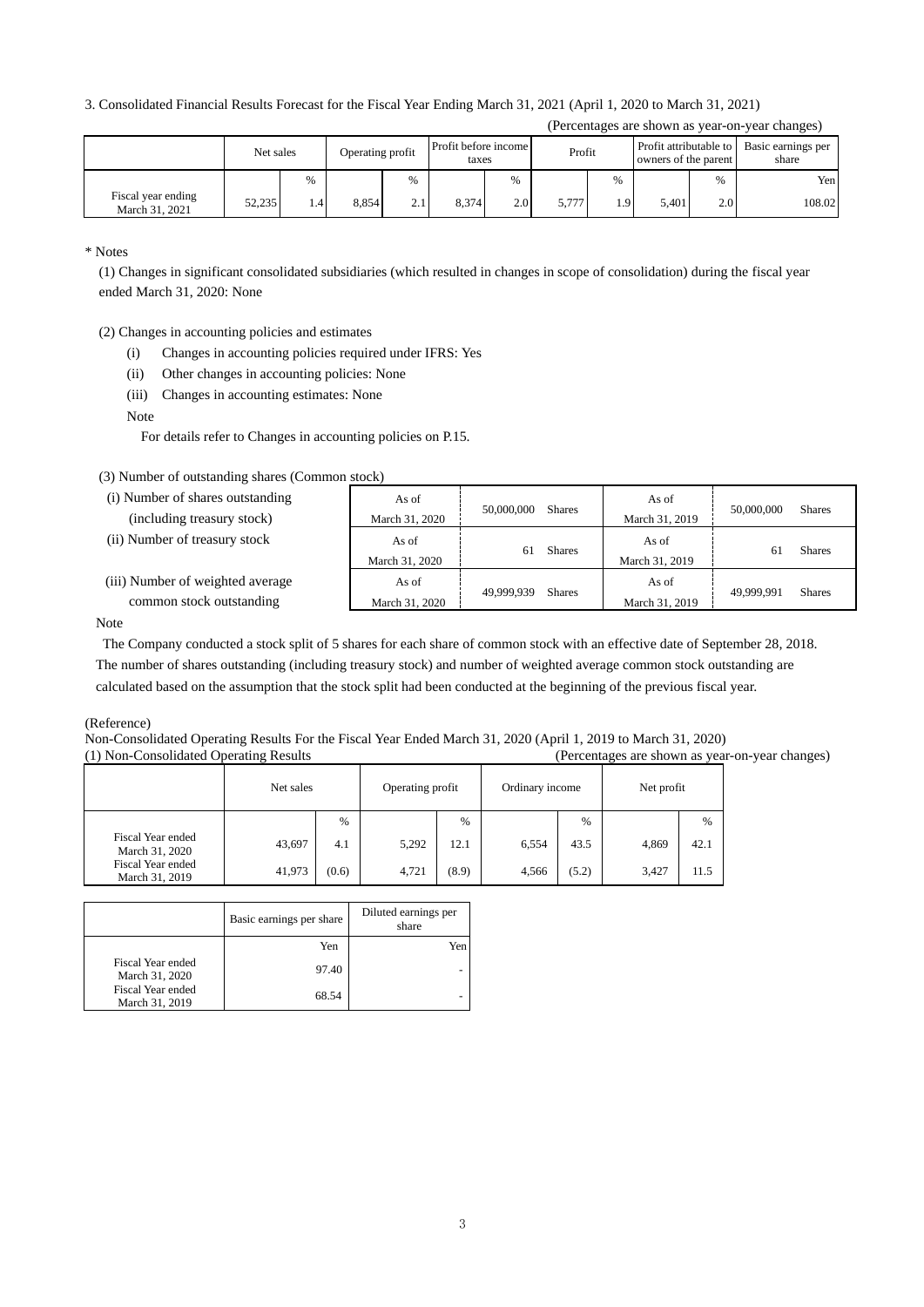3. Consolidated Financial Results Forecast for the Fiscal Year Ending March 31, 2021 (April 1, 2020 to March 31, 2021)

(Percentages are shown as year-on-year changes)

| | Net sales | | Operating profit | | Profit before income taxes | | Profit | | Profit attributable to owners of the parent | | Basic earnings per share |
|---|---|---|---|---|---|---|---|---|---|---|---|
| | | % | | % | | % | | % | | % | Yen |
| Fiscal year ending March 31, 2021 | 52,235 | 1.4 | 8,854 | 2.1 | 8,374 | 2.0 | 5,777 | 1.9 | 5,401 | 2.0 | 108.02 |

\* Notes

(1) Changes in significant consolidated subsidiaries (which resulted in changes in scope of consolidation) during the fiscal year ended March 31, 2020: None

(2) Changes in accounting policies and estimates

(i) Changes in accounting policies required under IFRS: Yes

(ii) Other changes in accounting policies: None

(iii) Changes in accounting estimates: None

Note

For details refer to Changes in accounting policies on P.15.

(3) Number of outstanding shares (Common stock)

| | | | | |
|---|---|---|---|---|
| (i) Number of shares outstanding (including treasury stock) | As of March 31, 2020 | 50,000,000 Shares | As of March 31, 2019 | 50,000,000 Shares |
| (ii) Number of treasury stock | As of March 31, 2020 | 61 Shares | As of March 31, 2019 | 61 Shares |
| (iii) Number of weighted average common stock outstanding | As of March 31, 2020 | 49,999,939 Shares | As of March 31, 2019 | 49,999,991 Shares |

Note

The Company conducted a stock split of 5 shares for each share of common stock with an effective date of September 28, 2018. The number of shares outstanding (including treasury stock) and number of weighted average common stock outstanding are calculated based on the assumption that the stock split had been conducted at the beginning of the previous fiscal year.

(Reference)

Non-Consolidated Operating Results For the Fiscal Year Ended March 31, 2020 (April 1, 2019 to March 31, 2020)

(1) Non-Consolidated Operating Results (Percentages are shown as year-on-year changes)

| | Net sales | | Operating profit | | Ordinary income | | Net profit | |
|---|---|---|---|---|---|---|---|---|
| | | % | | % | | % | | % |
| Fiscal Year ended March 31, 2020 | 43,697 | 4.1 | 5,292 | 12.1 | 6,554 | 43.5 | 4,869 | 42.1 |
| Fiscal Year ended March 31, 2019 | 41,973 | (0.6) | 4,721 | (8.9) | 4,566 | (5.2) | 3,427 | 11.5 |

| | Basic earnings per share | Diluted earnings per share |
|---|---|---|
| | Yen | Yen |
| Fiscal Year ended March 31, 2020 | 97.40 | - |
| Fiscal Year ended March 31, 2019 | 68.54 | - |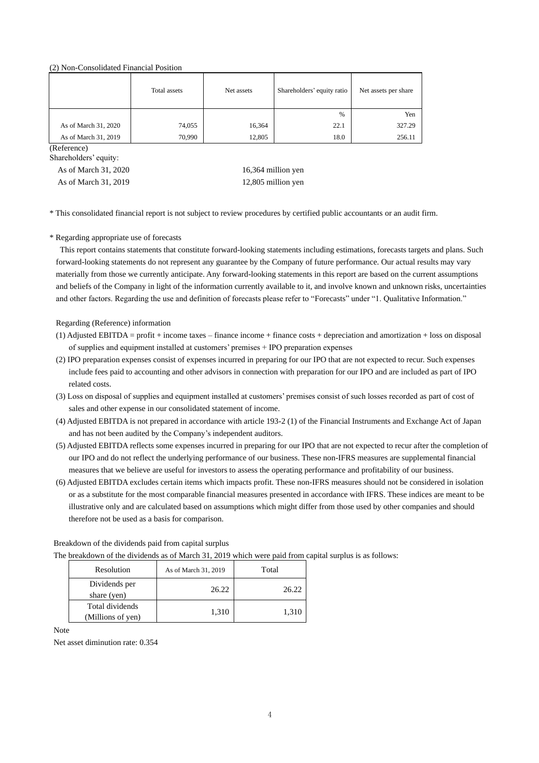(2) Non-Consolidated Financial Position

| | Total assets | Net assets | Shareholders' equity ratio | Net assets per share |
|---|---|---|---|---|
| | | | % | Yen |
| As of March 31, 2020 | 74,055 | 16,364 | 22.1 | 327.29 |
| As of March 31, 2019 | 70,990 | 12,805 | 18.0 | 256.11 |

(Reference)

Shareholders' equity:

As of March 31, 2020 16,364 million yen

As of March 31, 2019 12,805 million yen

* This consolidated financial report is not subject to review procedures by certified public accountants or an audit firm.

* Regarding appropriate use of forecasts

This report contains statements that constitute forward-looking statements including estimations, forecasts targets and plans. Such forward-looking statements do not represent any guarantee by the Company of future performance. Our actual results may vary materially from those we currently anticipate. Any forward-looking statements in this report are based on the current assumptions and beliefs of the Company in light of the information currently available to it, and involve known and unknown risks, uncertainties and other factors. Regarding the use and definition of forecasts please refer to "Forecasts" under "1. Qualitative Information."

Regarding (Reference) information

(1) Adjusted EBITDA = profit + income taxes – finance income + finance costs + depreciation and amortization + loss on disposal of supplies and equipment installed at customers' premises + IPO preparation expenses

(2) IPO preparation expenses consist of expenses incurred in preparing for our IPO that are not expected to recur. Such expenses include fees paid to accounting and other advisors in connection with preparation for our IPO and are included as part of IPO related costs.

(3) Loss on disposal of supplies and equipment installed at customers' premises consist of such losses recorded as part of cost of sales and other expense in our consolidated statement of income.

(4) Adjusted EBITDA is not prepared in accordance with article 193-2 (1) of the Financial Instruments and Exchange Act of Japan and has not been audited by the Company's independent auditors.

(5) Adjusted EBITDA reflects some expenses incurred in preparing for our IPO that are not expected to recur after the completion of our IPO and do not reflect the underlying performance of our business. These non-IFRS measures are supplemental financial measures that we believe are useful for investors to assess the operating performance and profitability of our business.

(6) Adjusted EBITDA excludes certain items which impacts profit. These non-IFRS measures should not be considered in isolation or as a substitute for the most comparable financial measures presented in accordance with IFRS. These indices are meant to be illustrative only and are calculated based on assumptions which might differ from those used by other companies and should therefore not be used as a basis for comparison.

Breakdown of the dividends paid from capital surplus

The breakdown of the dividends as of March 31, 2019 which were paid from capital surplus is as follows:

| Resolution | As of March 31, 2019 | Total |
|---|---|---|
| Dividends per share (yen) | 26.22 | 26.22 |
| Total dividends (Millions of yen) | 1,310 | 1,310 |

Note

Net asset diminution rate: 0.354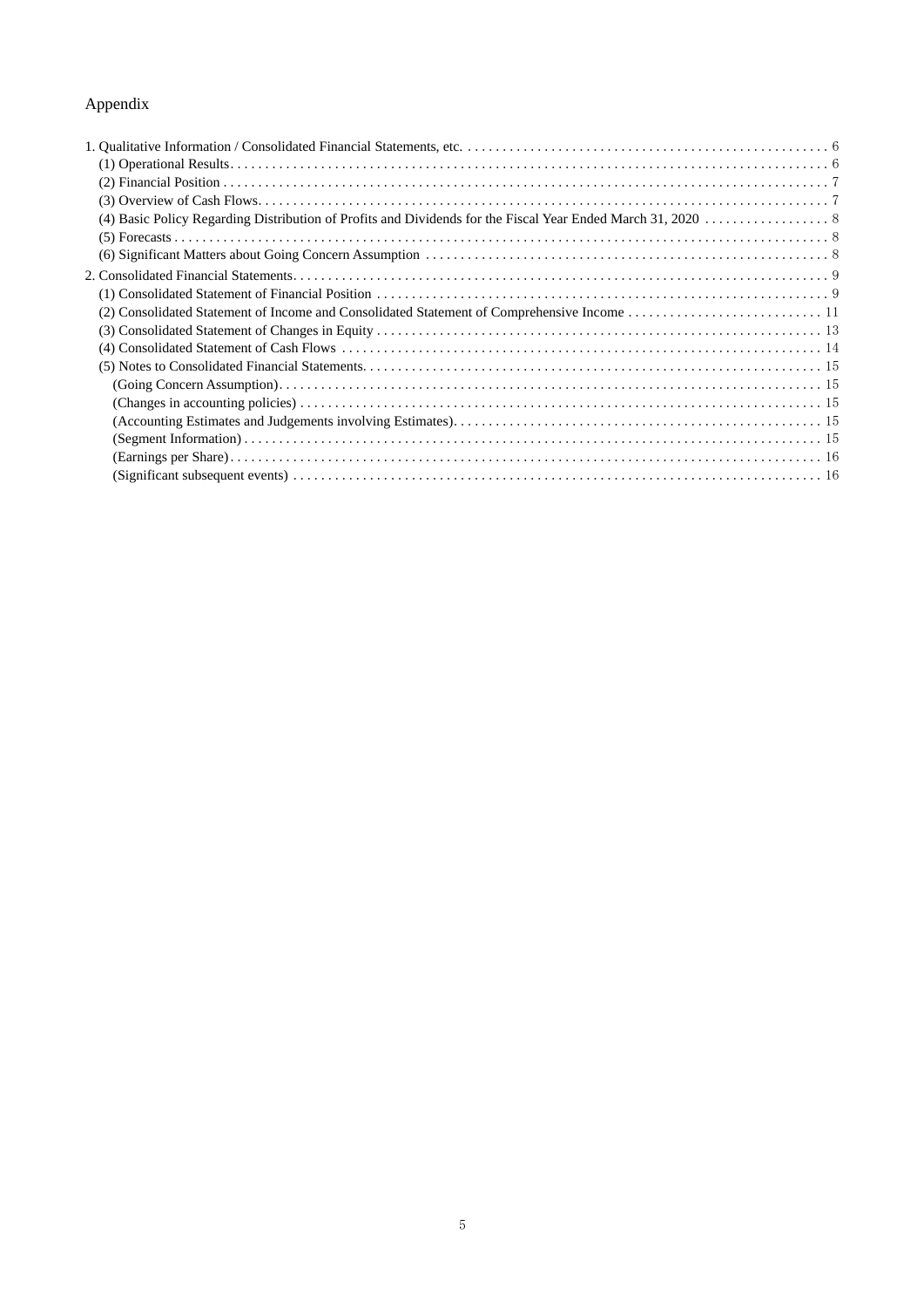## Appendix

1. Qualitative Information / Consolidated Financial Statements, etc. . . . . . . . . . 6
   - (1) Operational Results . . . . . . . . . . 6
   - (2) Financial Position . . . . . . . . . . 7
   - (3) Overview of Cash Flows . . . . . . . . . . 7
   - (4) Basic Policy Regarding Distribution of Profits and Dividends for the Fiscal Year Ended March 31, 2020 . . . . . . . . . . 8
   - (5) Forecasts . . . . . . . . . . 8
   - (6) Significant Matters about Going Concern Assumption . . . . . . . . . . 8
2. Consolidated Financial Statements . . . . . . . . . . 9
   - (1) Consolidated Statement of Financial Position . . . . . . . . . . 9
   - (2) Consolidated Statement of Income and Consolidated Statement of Comprehensive Income . . . . . . . . . . 11
   - (3) Consolidated Statement of Changes in Equity . . . . . . . . . . 13
   - (4) Consolidated Statement of Cash Flows . . . . . . . . . . 14
   - (5) Notes to Consolidated Financial Statements . . . . . . . . . . 15
     - (Going Concern Assumption) . . . . . . . . . . 15
     - (Changes in accounting policies) . . . . . . . . . . 15
     - (Accounting Estimates and Judgements involving Estimates) . . . . . . . . . . 15
     - (Segment Information) . . . . . . . . . . 15
     - (Earnings per Share) . . . . . . . . . . 16
     - (Significant subsequent events) . . . . . . . . . . 16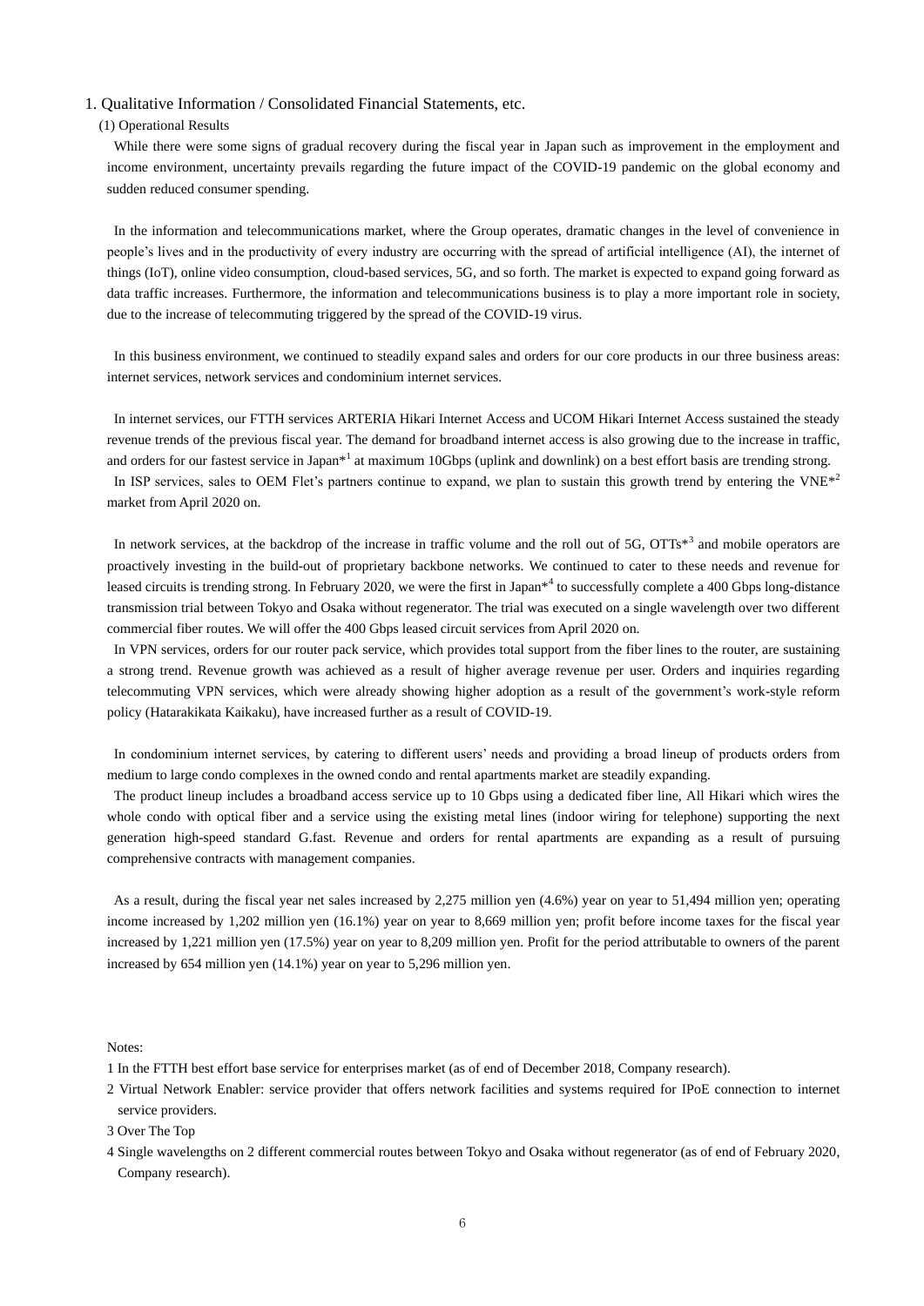## 1. Qualitative Information / Consolidated Financial Statements, etc.

### (1) Operational Results

While there were some signs of gradual recovery during the fiscal year in Japan such as improvement in the employment and income environment, uncertainty prevails regarding the future impact of the COVID-19 pandemic on the global economy and sudden reduced consumer spending.

In the information and telecommunications market, where the Group operates, dramatic changes in the level of convenience in people's lives and in the productivity of every industry are occurring with the spread of artificial intelligence (AI), the internet of things (IoT), online video consumption, cloud-based services, 5G, and so forth. The market is expected to expand going forward as data traffic increases. Furthermore, the information and telecommunications business is to play a more important role in society, due to the increase of telecommuting triggered by the spread of the COVID-19 virus.

In this business environment, we continued to steadily expand sales and orders for our core products in our three business areas: internet services, network services and condominium internet services.

In internet services, our FTTH services ARTERIA Hikari Internet Access and UCOM Hikari Internet Access sustained the steady revenue trends of the previous fiscal year. The demand for broadband internet access is also growing due to the increase in traffic, and orders for our fastest service in Japan*[1] at maximum 10Gbps (uplink and downlink) on a best effort basis are trending strong.

In ISP services, sales to OEM Flet's partners continue to expand, we plan to sustain this growth trend by entering the VNE*[2] market from April 2020 on.

In network services, at the backdrop of the increase in traffic volume and the roll out of 5G, OTTs*[3] and mobile operators are proactively investing in the build-out of proprietary backbone networks. We continued to cater to these needs and revenue for leased circuits is trending strong. In February 2020, we were the first in Japan*[4] to successfully complete a 400 Gbps long-distance transmission trial between Tokyo and Osaka without regenerator. The trial was executed on a single wavelength over two different commercial fiber routes. We will offer the 400 Gbps leased circuit services from April 2020 on.

In VPN services, orders for our router pack service, which provides total support from the fiber lines to the router, are sustaining a strong trend. Revenue growth was achieved as a result of higher average revenue per user. Orders and inquiries regarding telecommuting VPN services, which were already showing higher adoption as a result of the government's work-style reform policy (Hatarakikata Kaikaku), have increased further as a result of COVID-19.

In condominium internet services, by catering to different users' needs and providing a broad lineup of products orders from medium to large condo complexes in the owned condo and rental apartments market are steadily expanding.

The product lineup includes a broadband access service up to 10 Gbps using a dedicated fiber line, All Hikari which wires the whole condo with optical fiber and a service using the existing metal lines (indoor wiring for telephone) supporting the next generation high-speed standard G.fast. Revenue and orders for rental apartments are expanding as a result of pursuing comprehensive contracts with management companies.

As a result, during the fiscal year net sales increased by 2,275 million yen (4.6%) year on year to 51,494 million yen; operating income increased by 1,202 million yen (16.1%) year on year to 8,669 million yen; profit before income taxes for the fiscal year increased by 1,221 million yen (17.5%) year on year to 8,209 million yen. Profit for the period attributable to owners of the parent increased by 654 million yen (14.1%) year on year to 5,296 million yen.

Notes:

1 In the FTTH best effort base service for enterprises market (as of end of December 2018, Company research).

2 Virtual Network Enabler: service provider that offers network facilities and systems required for IPoE connection to internet service providers.

3 Over The Top

4 Single wavelengths on 2 different commercial routes between Tokyo and Osaka without regenerator (as of end of February 2020, Company research).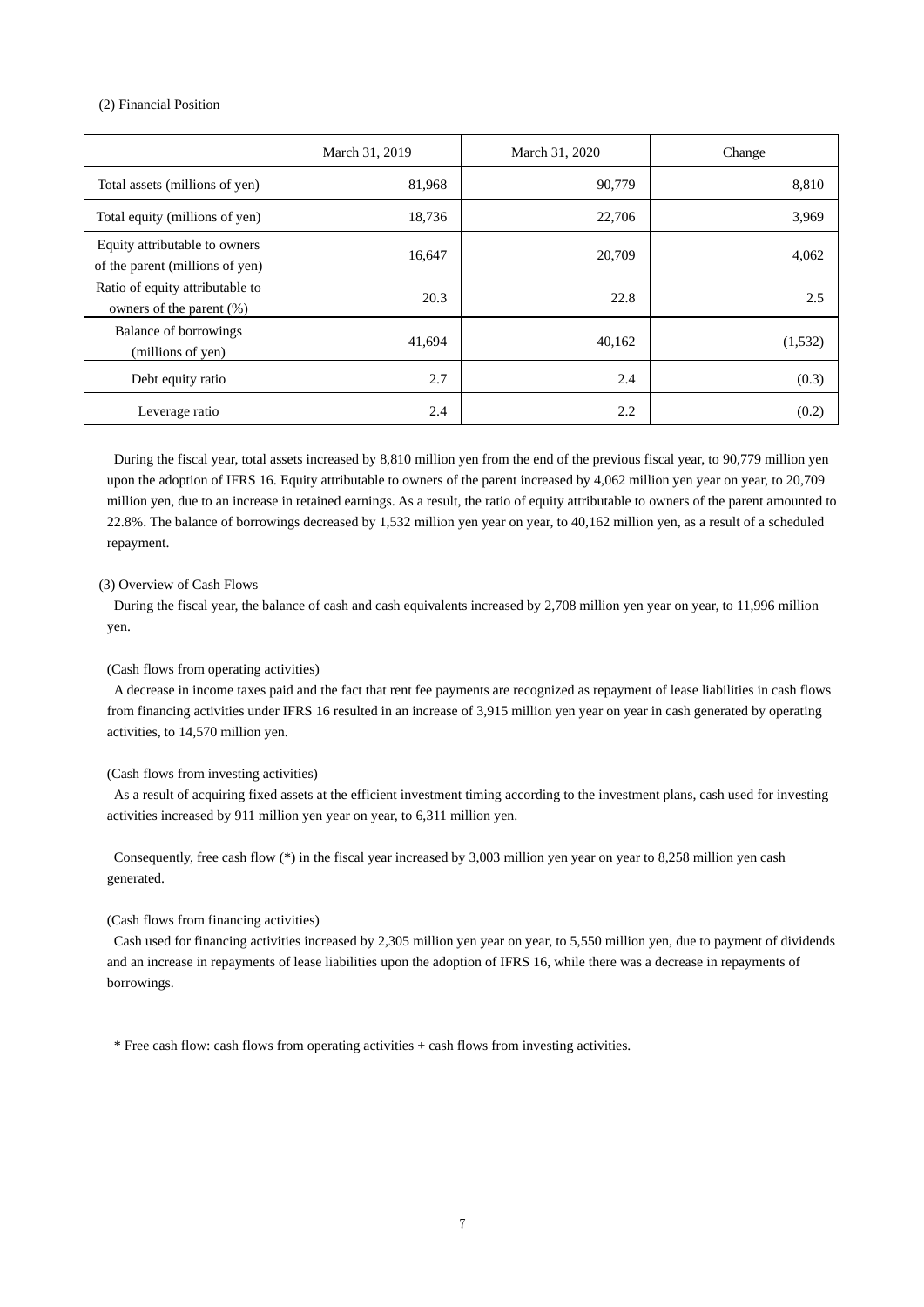(2) Financial Position

| | March 31, 2019 | March 31, 2020 | Change |
|---|---|---|---|
| Total assets (millions of yen) | 81,968 | 90,779 | 8,810 |
| Total equity (millions of yen) | 18,736 | 22,706 | 3,969 |
| Equity attributable to owners of the parent (millions of yen) | 16,647 | 20,709 | 4,062 |
| Ratio of equity attributable to owners of the parent (%) | 20.3 | 22.8 | 2.5 |
| Balance of borrowings (millions of yen) | 41,694 | 40,162 | (1,532) |
| Debt equity ratio | 2.7 | 2.4 | (0.3) |
| Leverage ratio | 2.4 | 2.2 | (0.2) |

During the fiscal year, total assets increased by 8,810 million yen from the end of the previous fiscal year, to 90,779 million yen upon the adoption of IFRS 16. Equity attributable to owners of the parent increased by 4,062 million yen year on year, to 20,709 million yen, due to an increase in retained earnings. As a result, the ratio of equity attributable to owners of the parent amounted to 22.8%. The balance of borrowings decreased by 1,532 million yen year on year, to 40,162 million yen, as a result of a scheduled repayment.

(3) Overview of Cash Flows

During the fiscal year, the balance of cash and cash equivalents increased by 2,708 million yen year on year, to 11,996 million yen.

(Cash flows from operating activities)

A decrease in income taxes paid and the fact that rent fee payments are recognized as repayment of lease liabilities in cash flows from financing activities under IFRS 16 resulted in an increase of 3,915 million yen year on year in cash generated by operating activities, to 14,570 million yen.

(Cash flows from investing activities)

As a result of acquiring fixed assets at the efficient investment timing according to the investment plans, cash used for investing activities increased by 911 million yen year on year, to 6,311 million yen.

Consequently, free cash flow (*) in the fiscal year increased by 3,003 million yen year on year to 8,258 million yen cash generated.

(Cash flows from financing activities)

Cash used for financing activities increased by 2,305 million yen year on year, to 5,550 million yen, due to payment of dividends and an increase in repayments of lease liabilities upon the adoption of IFRS 16, while there was a decrease in repayments of borrowings.

* Free cash flow: cash flows from operating activities + cash flows from investing activities.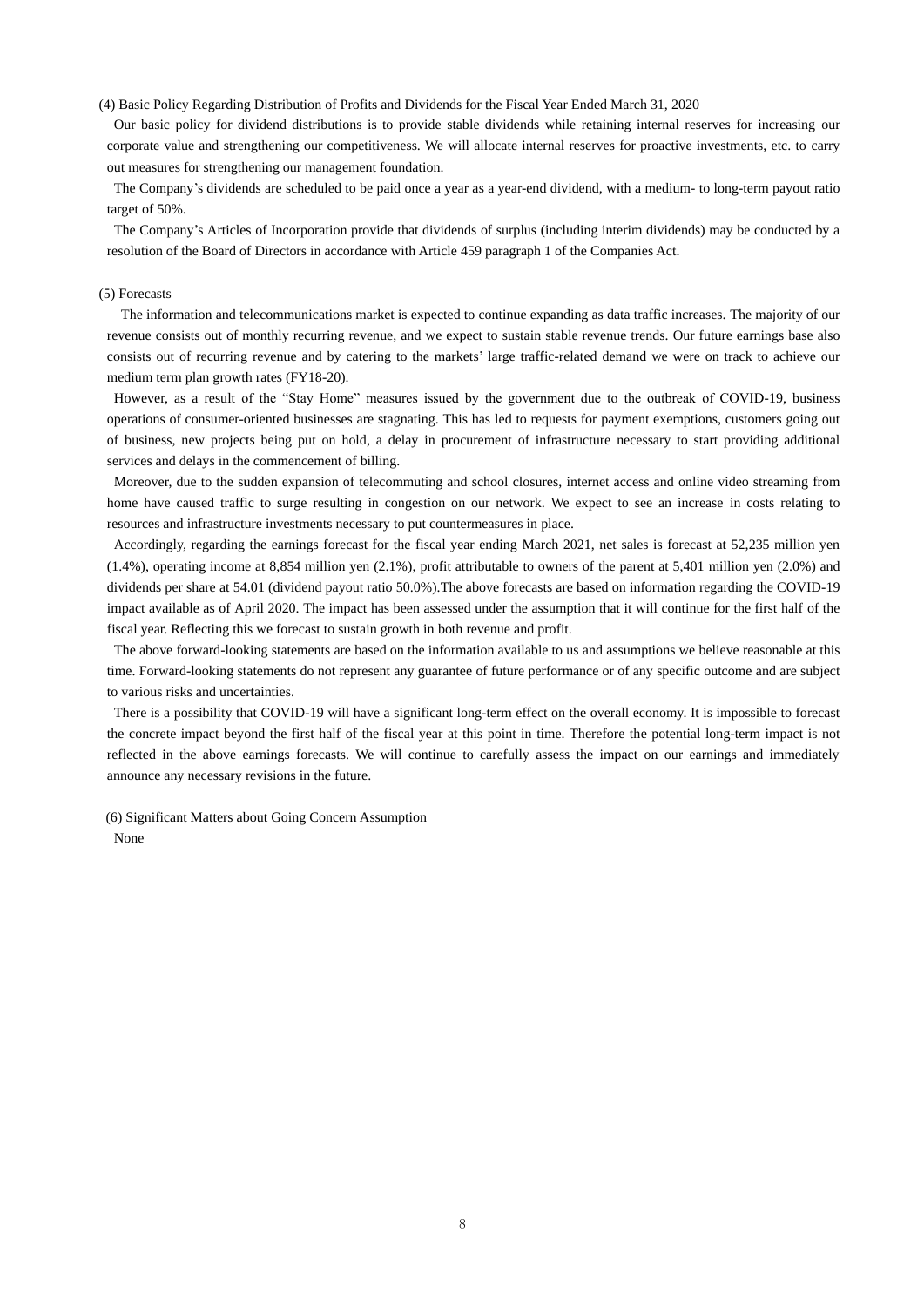(4) Basic Policy Regarding Distribution of Profits and Dividends for the Fiscal Year Ended March 31, 2020

Our basic policy for dividend distributions is to provide stable dividends while retaining internal reserves for increasing our corporate value and strengthening our competitiveness. We will allocate internal reserves for proactive investments, etc. to carry out measures for strengthening our management foundation.

The Company's dividends are scheduled to be paid once a year as a year-end dividend, with a medium- to long-term payout ratio target of 50%.

The Company's Articles of Incorporation provide that dividends of surplus (including interim dividends) may be conducted by a resolution of the Board of Directors in accordance with Article 459 paragraph 1 of the Companies Act.

(5) Forecasts

The information and telecommunications market is expected to continue expanding as data traffic increases. The majority of our revenue consists out of monthly recurring revenue, and we expect to sustain stable revenue trends. Our future earnings base also consists out of recurring revenue and by catering to the markets' large traffic-related demand we were on track to achieve our medium term plan growth rates (FY18-20).

However, as a result of the "Stay Home" measures issued by the government due to the outbreak of COVID-19, business operations of consumer-oriented businesses are stagnating. This has led to requests for payment exemptions, customers going out of business, new projects being put on hold, a delay in procurement of infrastructure necessary to start providing additional services and delays in the commencement of billing.

Moreover, due to the sudden expansion of telecommuting and school closures, internet access and online video streaming from home have caused traffic to surge resulting in congestion on our network. We expect to see an increase in costs relating to resources and infrastructure investments necessary to put countermeasures in place.

Accordingly, regarding the earnings forecast for the fiscal year ending March 2021, net sales is forecast at 52,235 million yen (1.4%), operating income at 8,854 million yen (2.1%), profit attributable to owners of the parent at 5,401 million yen (2.0%) and dividends per share at 54.01 (dividend payout ratio 50.0%).The above forecasts are based on information regarding the COVID-19 impact available as of April 2020. The impact has been assessed under the assumption that it will continue for the first half of the fiscal year. Reflecting this we forecast to sustain growth in both revenue and profit.

The above forward-looking statements are based on the information available to us and assumptions we believe reasonable at this time. Forward-looking statements do not represent any guarantee of future performance or of any specific outcome and are subject to various risks and uncertainties.

There is a possibility that COVID-19 will have a significant long-term effect on the overall economy. It is impossible to forecast the concrete impact beyond the first half of the fiscal year at this point in time. Therefore the potential long-term impact is not reflected in the above earnings forecasts. We will continue to carefully assess the impact on our earnings and immediately announce any necessary revisions in the future.

(6) Significant Matters about Going Concern Assumption

None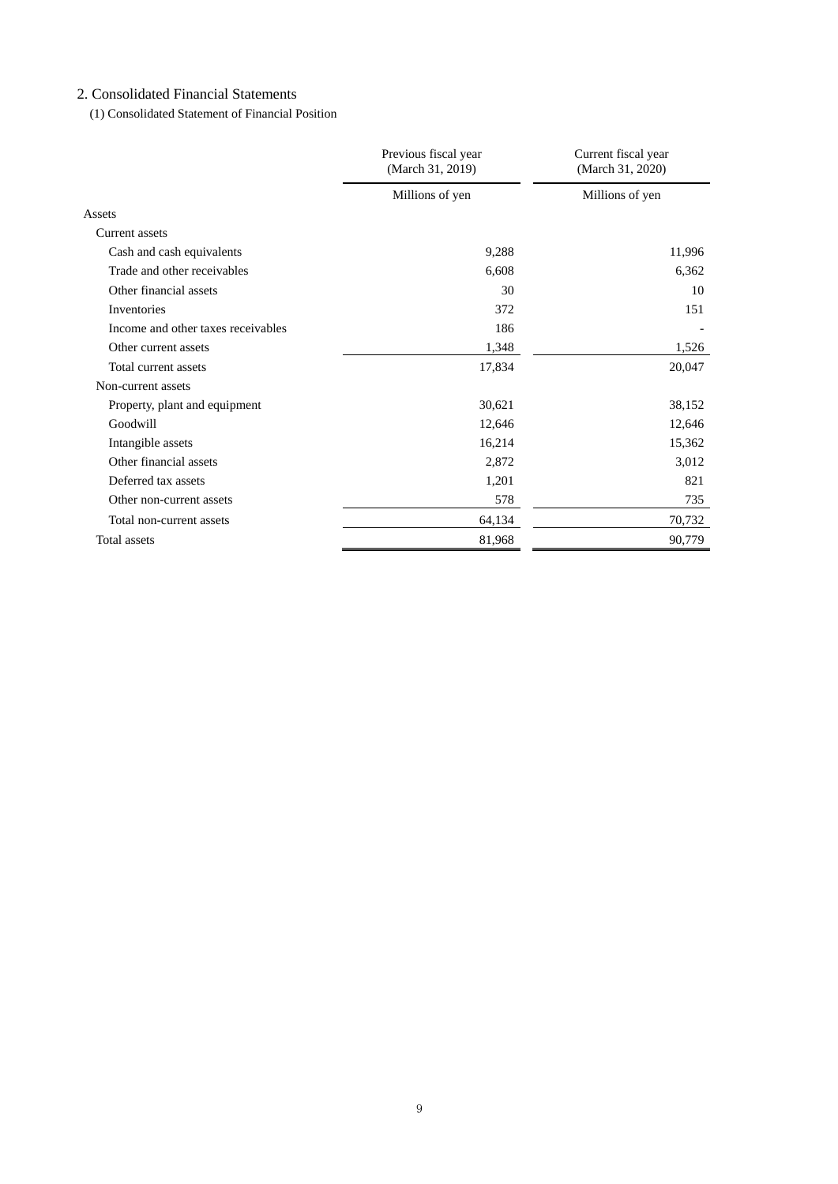## 2. Consolidated Financial Statements

### (1) Consolidated Statement of Financial Position

| | Previous fiscal year (March 31, 2019) | Current fiscal year (March 31, 2020) |
|---|---|---|
| | Millions of yen | Millions of yen |
| Assets | | |
| Current assets | | |
| Cash and cash equivalents | 9,288 | 11,996 |
| Trade and other receivables | 6,608 | 6,362 |
| Other financial assets | 30 | 10 |
| Inventories | 372 | 151 |
| Income and other taxes receivables | 186 | - |
| Other current assets | 1,348 | 1,526 |
| Total current assets | 17,834 | 20,047 |
| Non-current assets | | |
| Property, plant and equipment | 30,621 | 38,152 |
| Goodwill | 12,646 | 12,646 |
| Intangible assets | 16,214 | 15,362 |
| Other financial assets | 2,872 | 3,012 |
| Deferred tax assets | 1,201 | 821 |
| Other non-current assets | 578 | 735 |
| Total non-current assets | 64,134 | 70,732 |
| Total assets | 81,968 | 90,779 |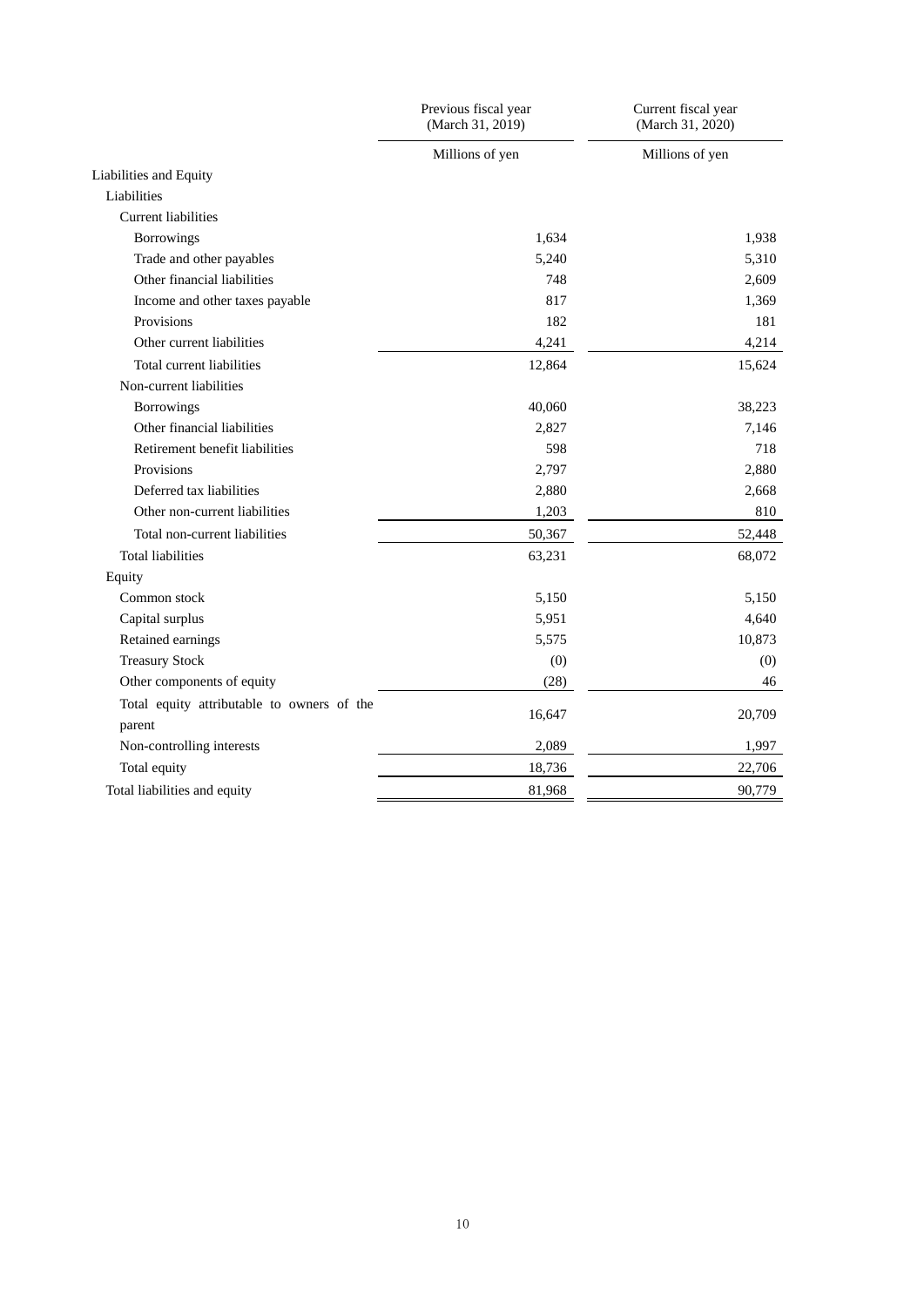| | Previous fiscal year (March 31, 2019) | Current fiscal year (March 31, 2020) |
|---|---|---|
| | Millions of yen | Millions of yen |
| Liabilities and Equity | | |
| Liabilities | | |
| Current liabilities | | |
| Borrowings | 1,634 | 1,938 |
| Trade and other payables | 5,240 | 5,310 |
| Other financial liabilities | 748 | 2,609 |
| Income and other taxes payable | 817 | 1,369 |
| Provisions | 182 | 181 |
| Other current liabilities | 4,241 | 4,214 |
| Total current liabilities | 12,864 | 15,624 |
| Non-current liabilities | | |
| Borrowings | 40,060 | 38,223 |
| Other financial liabilities | 2,827 | 7,146 |
| Retirement benefit liabilities | 598 | 718 |
| Provisions | 2,797 | 2,880 |
| Deferred tax liabilities | 2,880 | 2,668 |
| Other non-current liabilities | 1,203 | 810 |
| Total non-current liabilities | 50,367 | 52,448 |
| Total liabilities | 63,231 | 68,072 |
| Equity | | |
| Common stock | 5,150 | 5,150 |
| Capital surplus | 5,951 | 4,640 |
| Retained earnings | 5,575 | 10,873 |
| Treasury Stock | (0) | (0) |
| Other components of equity | (28) | 46 |
| Total equity attributable to owners of the parent | 16,647 | 20,709 |
| Non-controlling interests | 2,089 | 1,997 |
| Total equity | 18,736 | 22,706 |
| Total liabilities and equity | 81,968 | 90,779 |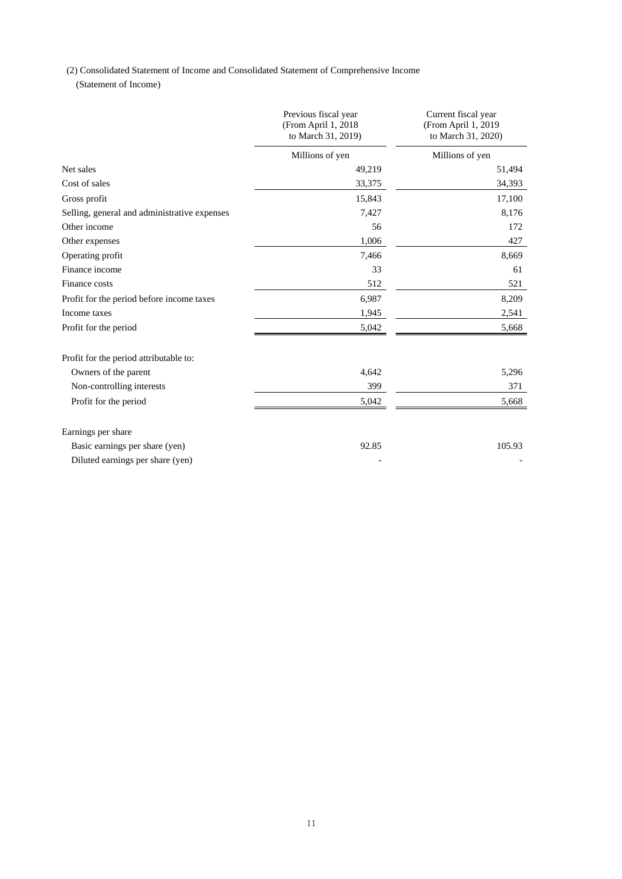(2) Consolidated Statement of Income and Consolidated Statement of Comprehensive Income

(Statement of Income)

| | Previous fiscal year (From April 1, 2018 to March 31, 2019) | Current fiscal year (From April 1, 2019 to March 31, 2020) |
|---|---|---|
| | Millions of yen | Millions of yen |
| Net sales | 49,219 | 51,494 |
| Cost of sales | 33,375 | 34,393 |
| Gross profit | 15,843 | 17,100 |
| Selling, general and administrative expenses | 7,427 | 8,176 |
| Other income | 56 | 172 |
| Other expenses | 1,006 | 427 |
| Operating profit | 7,466 | 8,669 |
| Finance income | 33 | 61 |
| Finance costs | 512 | 521 |
| Profit for the period before income taxes | 6,987 | 8,209 |
| Income taxes | 1,945 | 2,541 |
| Profit for the period | 5,042 | 5,668 |
| | | |
| Profit for the period attributable to: | | |
| Owners of the parent | 4,642 | 5,296 |
| Non-controlling interests | 399 | 371 |
| Profit for the period | 5,042 | 5,668 |
| | | |
| Earnings per share | | |
| Basic earnings per share (yen) | 92.85 | 105.93 |
| Diluted earnings per share (yen) | - | - |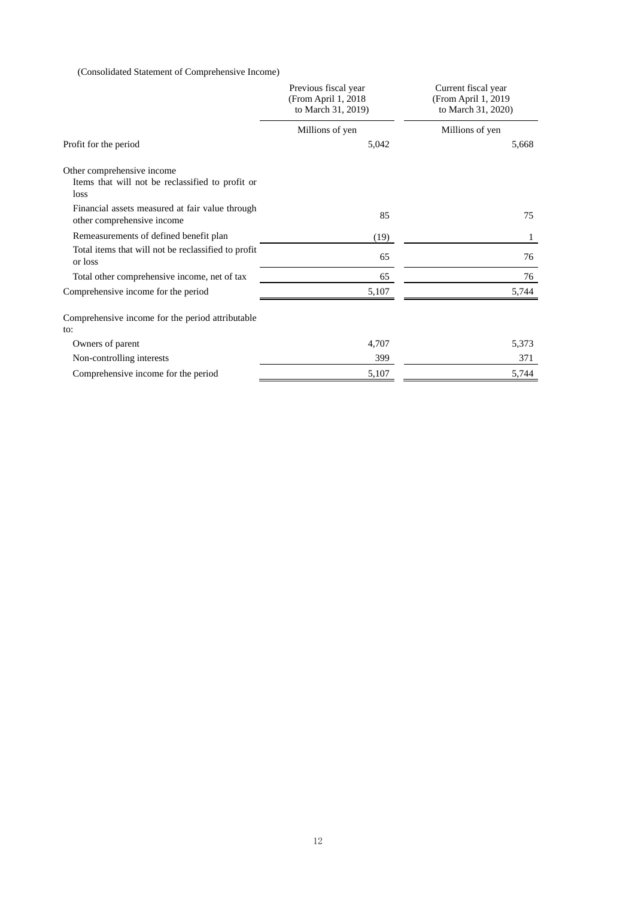(Consolidated Statement of Comprehensive Income)

| | Previous fiscal year (From April 1, 2018 to March 31, 2019) | Current fiscal year (From April 1, 2019 to March 31, 2020) |
|---|---|---|
| | Millions of yen | Millions of yen |
| Profit for the period | 5,042 | 5,668 |
| Other comprehensive income | | |
| Items that will not be reclassified to profit or loss | | |
| Financial assets measured at fair value through other comprehensive income | 85 | 75 |
| Remeasurements of defined benefit plan | (19) | 1 |
| Total items that will not be reclassified to profit or loss | 65 | 76 |
| Total other comprehensive income, net of tax | 65 | 76 |
| Comprehensive income for the period | 5,107 | 5,744 |
| Comprehensive income for the period attributable to: | | |
| Owners of parent | 4,707 | 5,373 |
| Non-controlling interests | 399 | 371 |
| Comprehensive income for the period | 5,107 | 5,744 |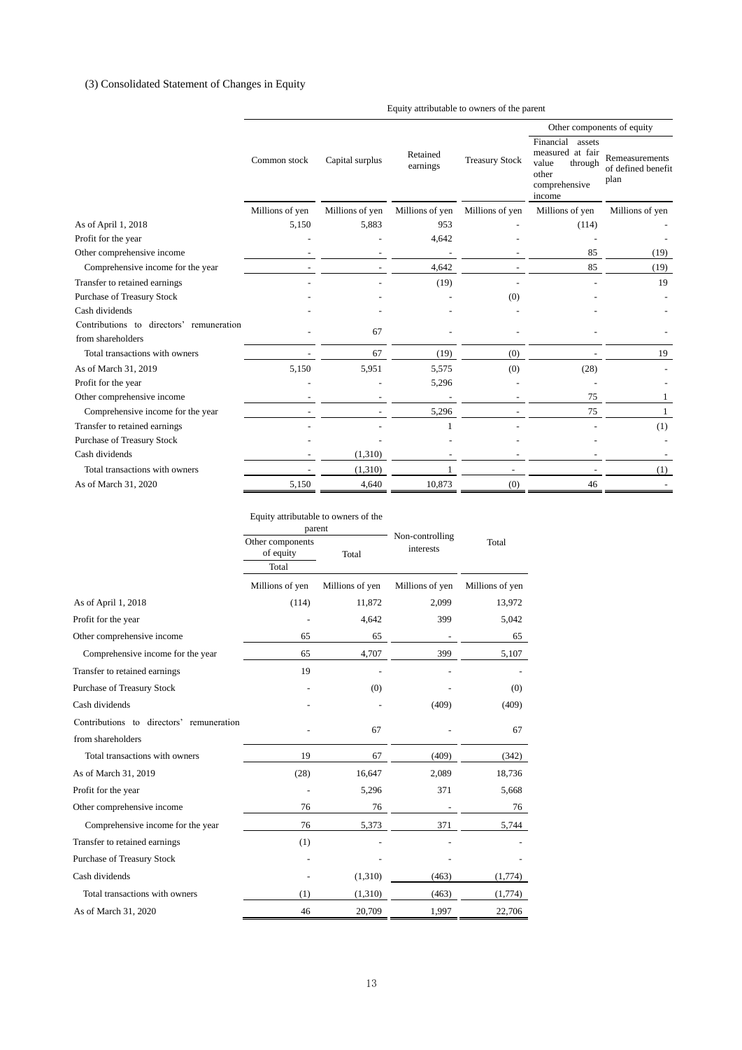(3) Consolidated Statement of Changes in Equity

| | Equity attributable to owners of the parent | | | | | |
|---|---|---|---|---|---|---|
| | | | | | Other components of equity | |
| | Common stock | Capital surplus | Retained earnings | Treasury Stock | Financial assets measured at fair value through other comprehensive income | Remeasurements of defined benefit plan |
| | Millions of yen | Millions of yen | Millions of yen | Millions of yen | Millions of yen | Millions of yen |
| As of April 1, 2018 | 5,150 | 5,883 | 953 | - | (114) | - |
| Profit for the year | - | - | 4,642 | - | - | - |
| Other comprehensive income | - | - | - | - | 85 | (19) |
| Comprehensive income for the year | - | - | 4,642 | - | 85 | (19) |
| Transfer to retained earnings | - | - | (19) | - | - | 19 |
| Purchase of Treasury Stock | - | - | - | (0) | - | - |
| Cash dividends | - | - | - | - | - | - |
| Contributions to directors' remuneration from shareholders | - | 67 | - | - | - | - |
| Total transactions with owners | - | 67 | (19) | (0) | - | 19 |
| As of March 31, 2019 | 5,150 | 5,951 | 5,575 | (0) | (28) | - |
| Profit for the year | - | - | 5,296 | - | - | - |
| Other comprehensive income | - | - | - | - | 75 | 1 |
| Comprehensive income for the year | - | - | 5,296 | - | 75 | 1 |
| Transfer to retained earnings | - | - | 1 | - | - | (1) |
| Purchase of Treasury Stock | - | - | - | - | - | - |
| Cash dividends | - | (1,310) | - | - | - | - |
| Total transactions with owners | - | (1,310) | 1 | - | - | (1) |
| As of March 31, 2020 | 5,150 | 4,640 | 10,873 | (0) | 46 | - |

| | Equity attributable to owners of the parent | | Non-controlling interests | Total |
|---|---|---|---|---|
| | Other components of equity | Total | | |
| | Total | | | |
| | Millions of yen | Millions of yen | Millions of yen | Millions of yen |
| As of April 1, 2018 | (114) | 11,872 | 2,099 | 13,972 |
| Profit for the year | - | 4,642 | 399 | 5,042 |
| Other comprehensive income | 65 | 65 | - | 65 |
| Comprehensive income for the year | 65 | 4,707 | 399 | 5,107 |
| Transfer to retained earnings | 19 | - | - | - |
| Purchase of Treasury Stock | - | (0) | - | (0) |
| Cash dividends | - | - | (409) | (409) |
| Contributions to directors' remuneration from shareholders | - | 67 | - | 67 |
| Total transactions with owners | 19 | 67 | (409) | (342) |
| As of March 31, 2019 | (28) | 16,647 | 2,089 | 18,736 |
| Profit for the year | - | 5,296 | 371 | 5,668 |
| Other comprehensive income | 76 | 76 | - | 76 |
| Comprehensive income for the year | 76 | 5,373 | 371 | 5,744 |
| Transfer to retained earnings | (1) | - | - | - |
| Purchase of Treasury Stock | - | - | - | - |
| Cash dividends | - | (1,310) | (463) | (1,774) |
| Total transactions with owners | (1) | (1,310) | (463) | (1,774) |
| As of March 31, 2020 | 46 | 20,709 | 1,997 | 22,706 |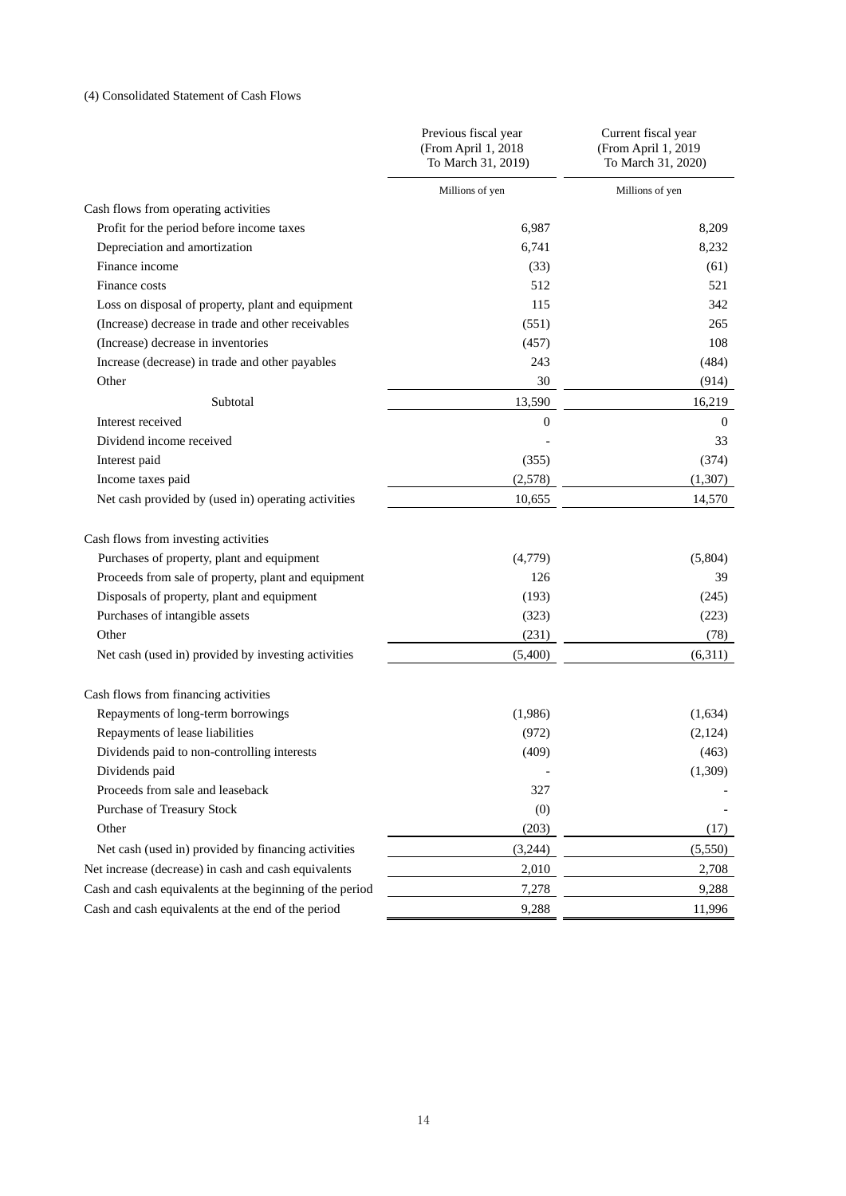(4) Consolidated Statement of Cash Flows

| | Previous fiscal year (From April 1, 2018 To March 31, 2019) | Current fiscal year (From April 1, 2019 To March 31, 2020) |
|---|---|---|
| | Millions of yen | Millions of yen |
| Cash flows from operating activities | | |
| Profit for the period before income taxes | 6,987 | 8,209 |
| Depreciation and amortization | 6,741 | 8,232 |
| Finance income | (33) | (61) |
| Finance costs | 512 | 521 |
| Loss on disposal of property, plant and equipment | 115 | 342 |
| (Increase) decrease in trade and other receivables | (551) | 265 |
| (Increase) decrease in inventories | (457) | 108 |
| Increase (decrease) in trade and other payables | 243 | (484) |
| Other | 30 | (914) |
| Subtotal | 13,590 | 16,219 |
| Interest received | 0 | 0 |
| Dividend income received | - | 33 |
| Interest paid | (355) | (374) |
| Income taxes paid | (2,578) | (1,307) |
| Net cash provided by (used in) operating activities | 10,655 | 14,570 |
| Cash flows from investing activities | | |
| Purchases of property, plant and equipment | (4,779) | (5,804) |
| Proceeds from sale of property, plant and equipment | 126 | 39 |
| Disposals of property, plant and equipment | (193) | (245) |
| Purchases of intangible assets | (323) | (223) |
| Other | (231) | (78) |
| Net cash (used in) provided by investing activities | (5,400) | (6,311) |
| Cash flows from financing activities | | |
| Repayments of long-term borrowings | (1,986) | (1,634) |
| Repayments of lease liabilities | (972) | (2,124) |
| Dividends paid to non-controlling interests | (409) | (463) |
| Dividends paid | - | (1,309) |
| Proceeds from sale and leaseback | 327 | - |
| Purchase of Treasury Stock | (0) | - |
| Other | (203) | (17) |
| Net cash (used in) provided by financing activities | (3,244) | (5,550) |
| Net increase (decrease) in cash and cash equivalents | 2,010 | 2,708 |
| Cash and cash equivalents at the beginning of the period | 7,278 | 9,288 |
| Cash and cash equivalents at the end of the period | 9,288 | 11,996 |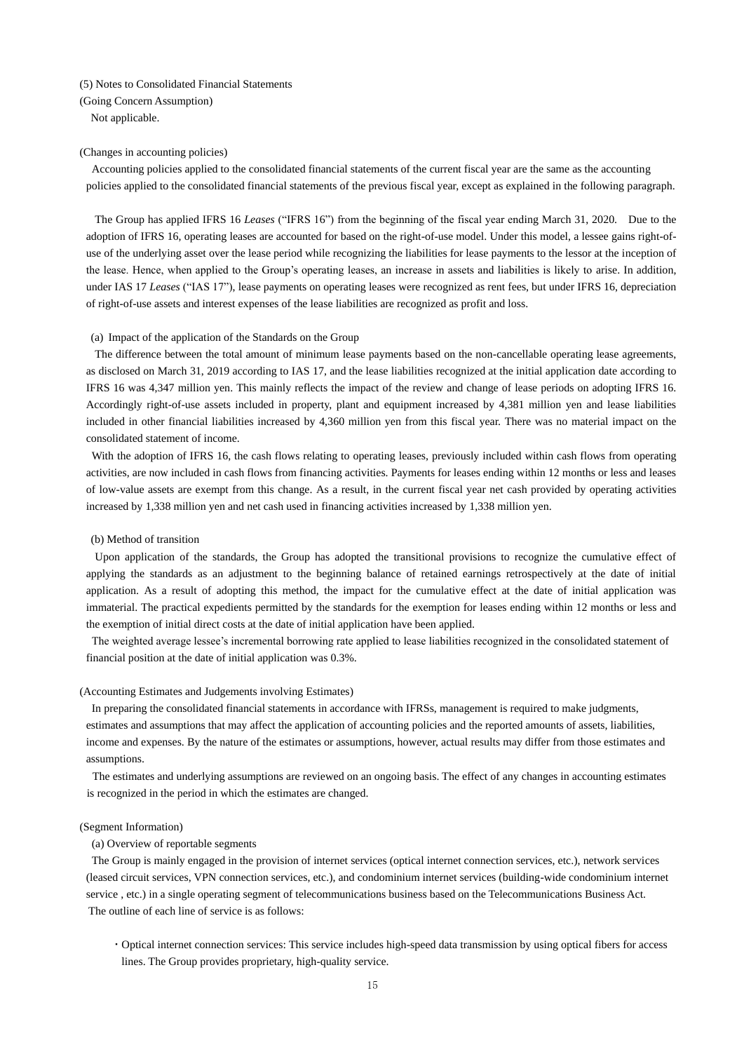(5) Notes to Consolidated Financial Statements

(Going Concern Assumption)

Not applicable.

(Changes in accounting policies)

Accounting policies applied to the consolidated financial statements of the current fiscal year are the same as the accounting policies applied to the consolidated financial statements of the previous fiscal year, except as explained in the following paragraph.

The Group has applied IFRS 16 *Leases* ("IFRS 16") from the beginning of the fiscal year ending March 31, 2020. Due to the adoption of IFRS 16, operating leases are accounted for based on the right-of-use model. Under this model, a lessee gains right-of-use of the underlying asset over the lease period while recognizing the liabilities for lease payments to the lessor at the inception of the lease. Hence, when applied to the Group's operating leases, an increase in assets and liabilities is likely to arise. In addition, under IAS 17 *Leases* ("IAS 17"), lease payments on operating leases were recognized as rent fees, but under IFRS 16, depreciation of right-of-use assets and interest expenses of the lease liabilities are recognized as profit and loss.

(a) Impact of the application of the Standards on the Group

The difference between the total amount of minimum lease payments based on the non-cancellable operating lease agreements, as disclosed on March 31, 2019 according to IAS 17, and the lease liabilities recognized at the initial application date according to IFRS 16 was 4,347 million yen. This mainly reflects the impact of the review and change of lease periods on adopting IFRS 16. Accordingly right-of-use assets included in property, plant and equipment increased by 4,381 million yen and lease liabilities included in other financial liabilities increased by 4,360 million yen from this fiscal year. There was no material impact on the consolidated statement of income.

With the adoption of IFRS 16, the cash flows relating to operating leases, previously included within cash flows from operating activities, are now included in cash flows from financing activities. Payments for leases ending within 12 months or less and leases of low-value assets are exempt from this change. As a result, in the current fiscal year net cash provided by operating activities increased by 1,338 million yen and net cash used in financing activities increased by 1,338 million yen.

(b) Method of transition

Upon application of the standards, the Group has adopted the transitional provisions to recognize the cumulative effect of applying the standards as an adjustment to the beginning balance of retained earnings retrospectively at the date of initial application. As a result of adopting this method, the impact for the cumulative effect at the date of initial application was immaterial. The practical expedients permitted by the standards for the exemption for leases ending within 12 months or less and the exemption of initial direct costs at the date of initial application have been applied.

The weighted average lessee's incremental borrowing rate applied to lease liabilities recognized in the consolidated statement of financial position at the date of initial application was 0.3%.

(Accounting Estimates and Judgements involving Estimates)

In preparing the consolidated financial statements in accordance with IFRSs, management is required to make judgments, estimates and assumptions that may affect the application of accounting policies and the reported amounts of assets, liabilities, income and expenses. By the nature of the estimates or assumptions, however, actual results may differ from those estimates and assumptions.

The estimates and underlying assumptions are reviewed on an ongoing basis. The effect of any changes in accounting estimates is recognized in the period in which the estimates are changed.

(Segment Information)

(a) Overview of reportable segments

The Group is mainly engaged in the provision of internet services (optical internet connection services, etc.), network services (leased circuit services, VPN connection services, etc.), and condominium internet services (building-wide condominium internet service , etc.) in a single operating segment of telecommunications business based on the Telecommunications Business Act.

The outline of each line of service is as follows:

・Optical internet connection services: This service includes high-speed data transmission by using optical fibers for access lines. The Group provides proprietary, high-quality service.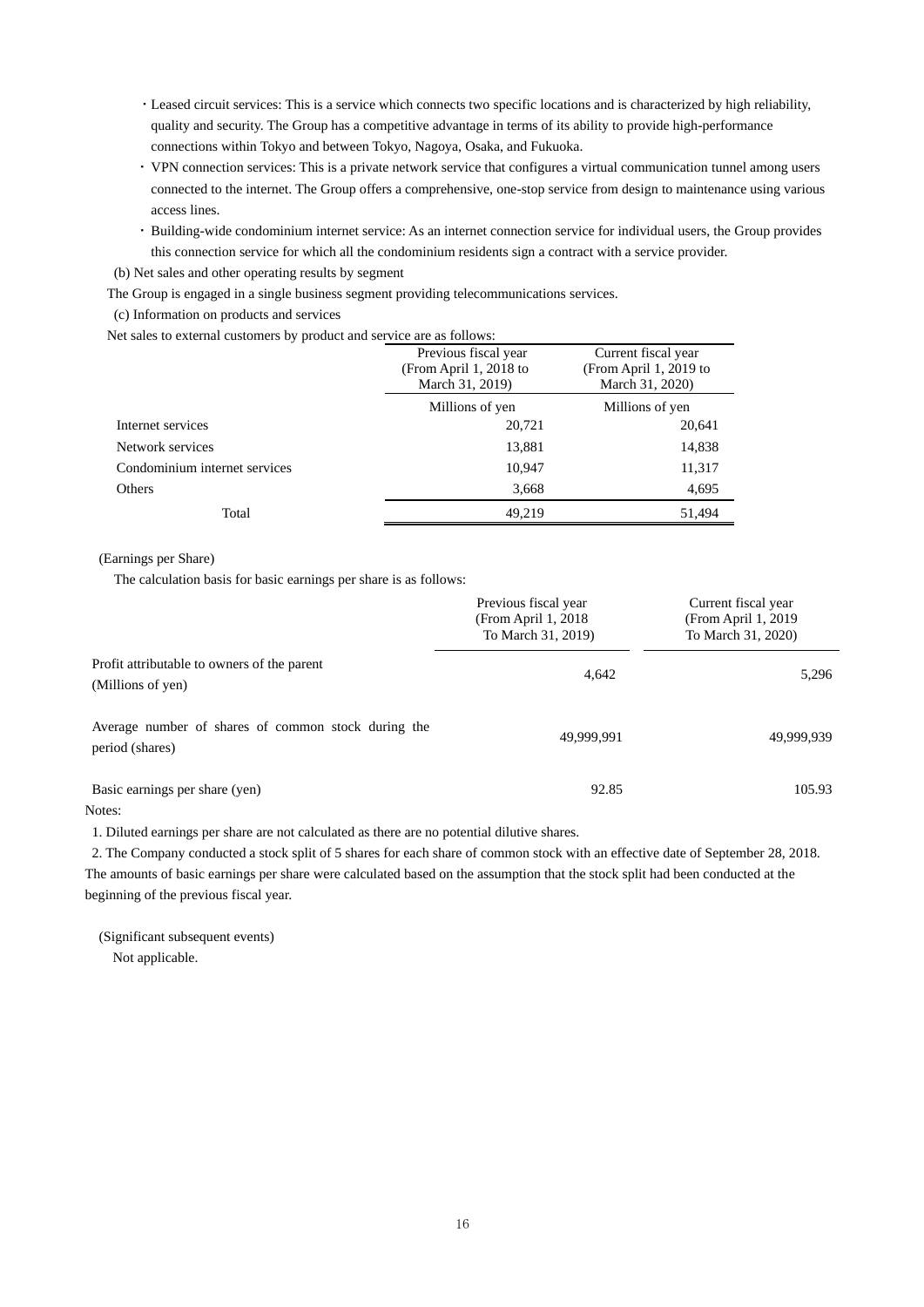・Leased circuit services: This is a service which connects two specific locations and is characterized by high reliability, quality and security. The Group has a competitive advantage in terms of its ability to provide high-performance connections within Tokyo and between Tokyo, Nagoya, Osaka, and Fukuoka.

・VPN connection services: This is a private network service that configures a virtual communication tunnel among users connected to the internet. The Group offers a comprehensive, one-stop service from design to maintenance using various access lines.

・Building-wide condominium internet service: As an internet connection service for individual users, the Group provides this connection service for which all the condominium residents sign a contract with a service provider.

(b) Net sales and other operating results by segment

The Group is engaged in a single business segment providing telecommunications services.

(c) Information on products and services

Net sales to external customers by product and service are as follows:

| | Previous fiscal year (From April 1, 2018 to March 31, 2019) | Current fiscal year (From April 1, 2019 to March 31, 2020) |
|---|---|---|
| | Millions of yen | Millions of yen |
| Internet services | 20,721 | 20,641 |
| Network services | 13,881 | 14,838 |
| Condominium internet services | 10,947 | 11,317 |
| Others | 3,668 | 4,695 |
| Total | 49,219 | 51,494 |

(Earnings per Share)

The calculation basis for basic earnings per share is as follows:

| | Previous fiscal year (From April 1, 2018 To March 31, 2019) | Current fiscal year (From April 1, 2019 To March 31, 2020) |
|---|---|---|
| Profit attributable to owners of the parent (Millions of yen) | 4,642 | 5,296 |
| Average number of shares of common stock during the period (shares) | 49,999,991 | 49,999,939 |
| Basic earnings per share (yen) | 92.85 | 105.93 |

Notes:

1. Diluted earnings per share are not calculated as there are no potential dilutive shares.

2. The Company conducted a stock split of 5 shares for each share of common stock with an effective date of September 28, 2018. The amounts of basic earnings per share were calculated based on the assumption that the stock split had been conducted at the beginning of the previous fiscal year.

(Significant subsequent events)

Not applicable.